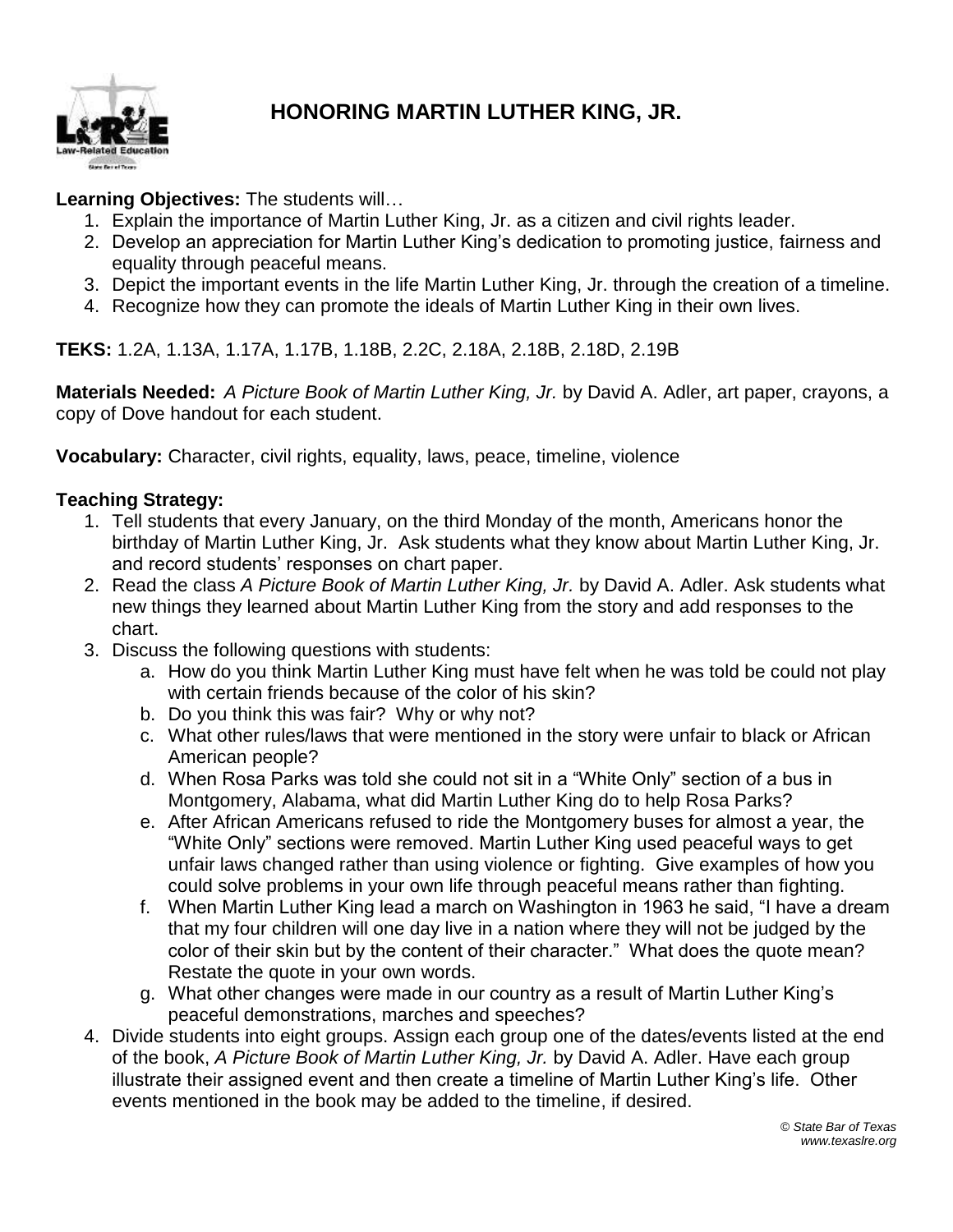# HONORING MARTIN LUTHER KING, JR.

**Learning Objectives:** The students will…

1. Explain the importance of Martin Luther King, Jr. as a citizen and civil rights leader.
2. Develop an appreciation for Martin Luther King's dedication to promoting justice, fairness and equality through peaceful means.
3. Depict the important events in the life Martin Luther King, Jr. through the creation of a timeline.
4. Recognize how they can promote the ideals of Martin Luther King in their own lives.

**TEKS:** 1.2A, 1.13A, 1.17A, 1.17B, 1.18B, 2.2C, 2.18A, 2.18B, 2.18D, 2.19B

**Materials Needed:** *A Picture Book of Martin Luther King, Jr.* by David A. Adler, art paper, crayons, a copy of Dove handout for each student.

**Vocabulary:** Character, civil rights, equality, laws, peace, timeline, violence

**Teaching Strategy:**

1. Tell students that every January, on the third Monday of the month, Americans honor the birthday of Martin Luther King, Jr. Ask students what they know about Martin Luther King, Jr. and record students' responses on chart paper.
2. Read the class *A Picture Book of Martin Luther King, Jr.* by David A. Adler. Ask students what new things they learned about Martin Luther King from the story and add responses to the chart.
3. Discuss the following questions with students:
   a. How do you think Martin Luther King must have felt when he was told be could not play with certain friends because of the color of his skin?
   b. Do you think this was fair? Why or why not?
   c. What other rules/laws that were mentioned in the story were unfair to black or African American people?
   d. When Rosa Parks was told she could not sit in a "White Only" section of a bus in Montgomery, Alabama, what did Martin Luther King do to help Rosa Parks?
   e. After African Americans refused to ride the Montgomery buses for almost a year, the "White Only" sections were removed. Martin Luther King used peaceful ways to get unfair laws changed rather than using violence or fighting. Give examples of how you could solve problems in your own life through peaceful means rather than fighting.
   f. When Martin Luther King lead a march on Washington in 1963 he said, "I have a dream that my four children will one day live in a nation where they will not be judged by the color of their skin but by the content of their character." What does the quote mean? Restate the quote in your own words.
   g. What other changes were made in our country as a result of Martin Luther King's peaceful demonstrations, marches and speeches?
4. Divide students into eight groups. Assign each group one of the dates/events listed at the end of the book, *A Picture Book of Martin Luther King, Jr.* by David A. Adler. Have each group illustrate their assigned event and then create a timeline of Martin Luther King's life. Other events mentioned in the book may be added to the timeline, if desired.

*© State Bar of Texas*
*www.texaslre.org*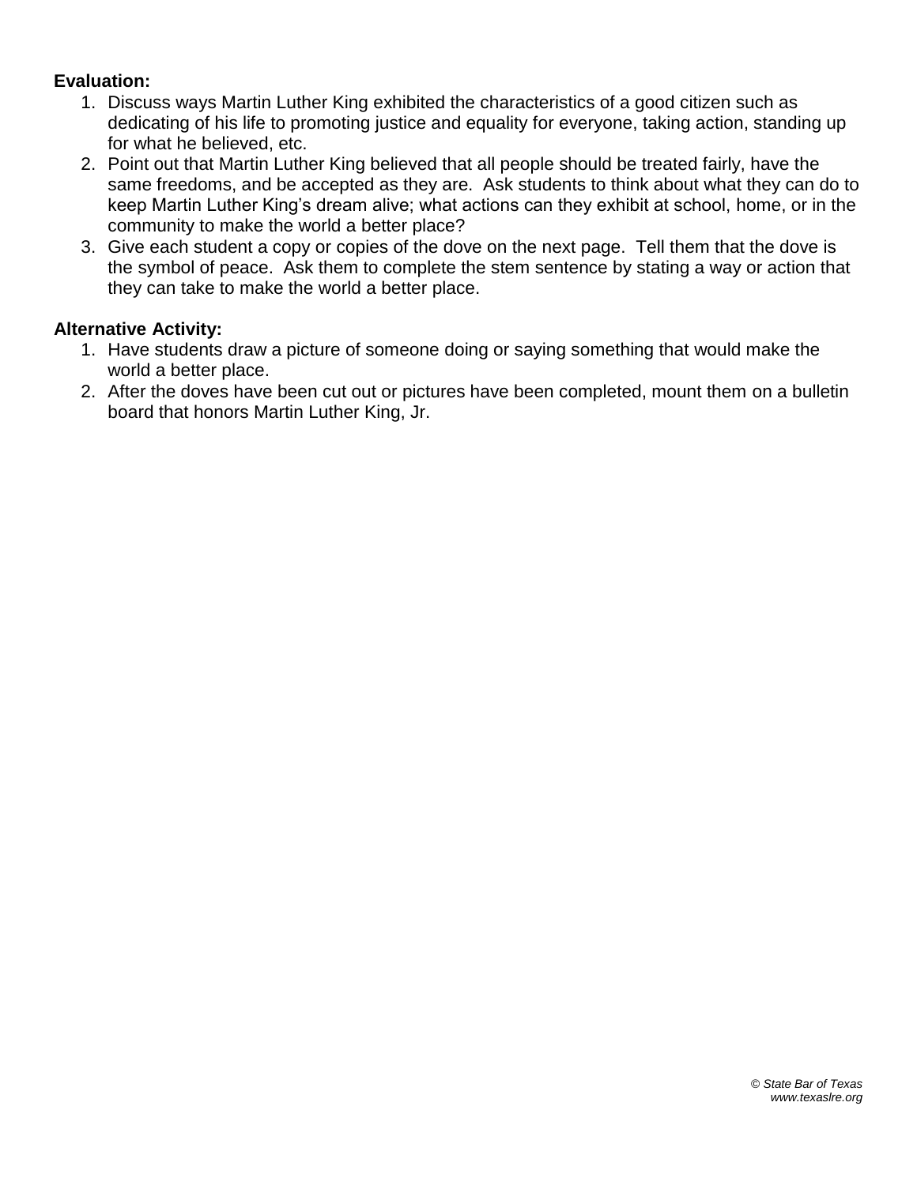**Evaluation:**

1. Discuss ways Martin Luther King exhibited the characteristics of a good citizen such as dedicating of his life to promoting justice and equality for everyone, taking action, standing up for what he believed, etc.
2. Point out that Martin Luther King believed that all people should be treated fairly, have the same freedoms, and be accepted as they are. Ask students to think about what they can do to keep Martin Luther King's dream alive; what actions can they exhibit at school, home, or in the community to make the world a better place?
3. Give each student a copy or copies of the dove on the next page. Tell them that the dove is the symbol of peace. Ask them to complete the stem sentence by stating a way or action that they can take to make the world a better place.

**Alternative Activity:**

1. Have students draw a picture of someone doing or saying something that would make the world a better place.
2. After the doves have been cut out or pictures have been completed, mount them on a bulletin board that honors Martin Luther King, Jr.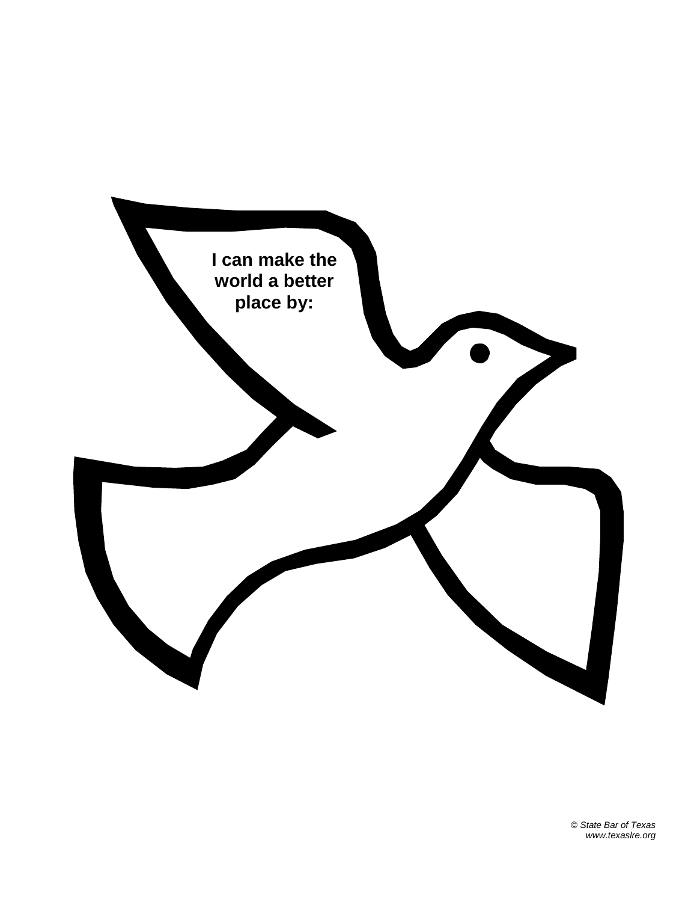**I can make the world a better place by:**

*© State Bar of Texas*
*www.texaslre.org*